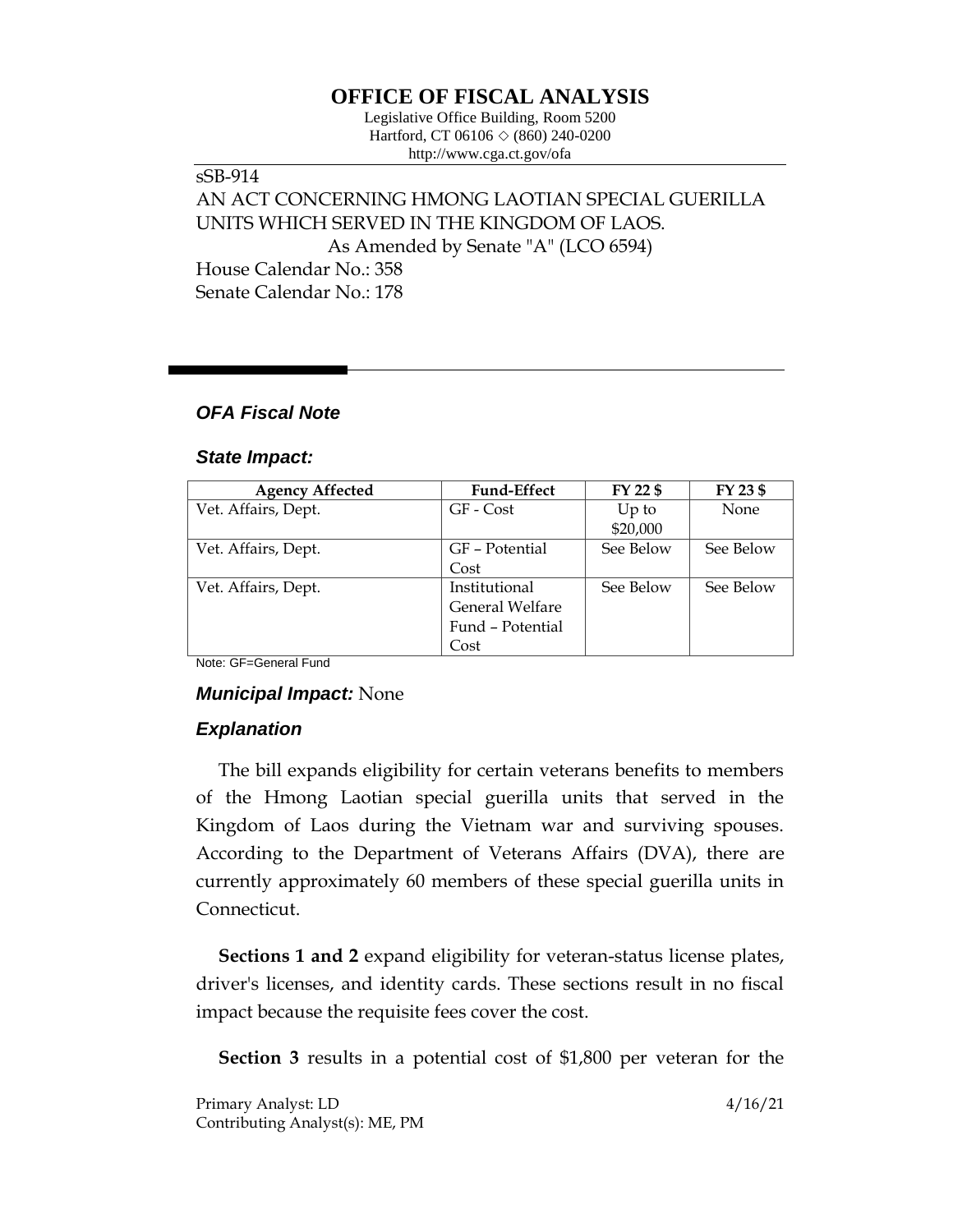# OFFICE OF FISCAL ANALYSIS

Legislative Office Building, Room 5200
Hartford, CT 06106 ◇ (860) 240-0200
http://www.cga.ct.gov/ofa

sSB-914
AN ACT CONCERNING HMONG LAOTIAN SPECIAL GUERILLA UNITS WHICH SERVED IN THE KINGDOM OF LAOS.
As Amended by Senate "A" (LCO 6594)
House Calendar No.: 358
Senate Calendar No.: 178

## *OFA Fiscal Note*

### *State Impact:*

| Agency Affected | Fund-Effect | FY 22 $ | FY 23 $ |
|---|---|---|---|
| Vet. Affairs, Dept. | GF - Cost | Up to $20,000 | None |
| Vet. Affairs, Dept. | GF – Potential Cost | See Below | See Below |
| Vet. Affairs, Dept. | Institutional General Welfare Fund – Potential Cost | See Below | See Below |

Note: GF=General Fund

### *Municipal Impact:* None

### *Explanation*

The bill expands eligibility for certain veterans benefits to members of the Hmong Laotian special guerilla units that served in the Kingdom of Laos during the Vietnam war and surviving spouses. According to the Department of Veterans Affairs (DVA), there are currently approximately 60 members of these special guerilla units in Connecticut.

**Sections 1 and 2** expand eligibility for veteran-status license plates, driver's licenses, and identity cards. These sections result in no fiscal impact because the requisite fees cover the cost.

**Section 3** results in a potential cost of $1,800 per veteran for the

Primary Analyst: LD
Contributing Analyst(s): ME, PM

4/16/21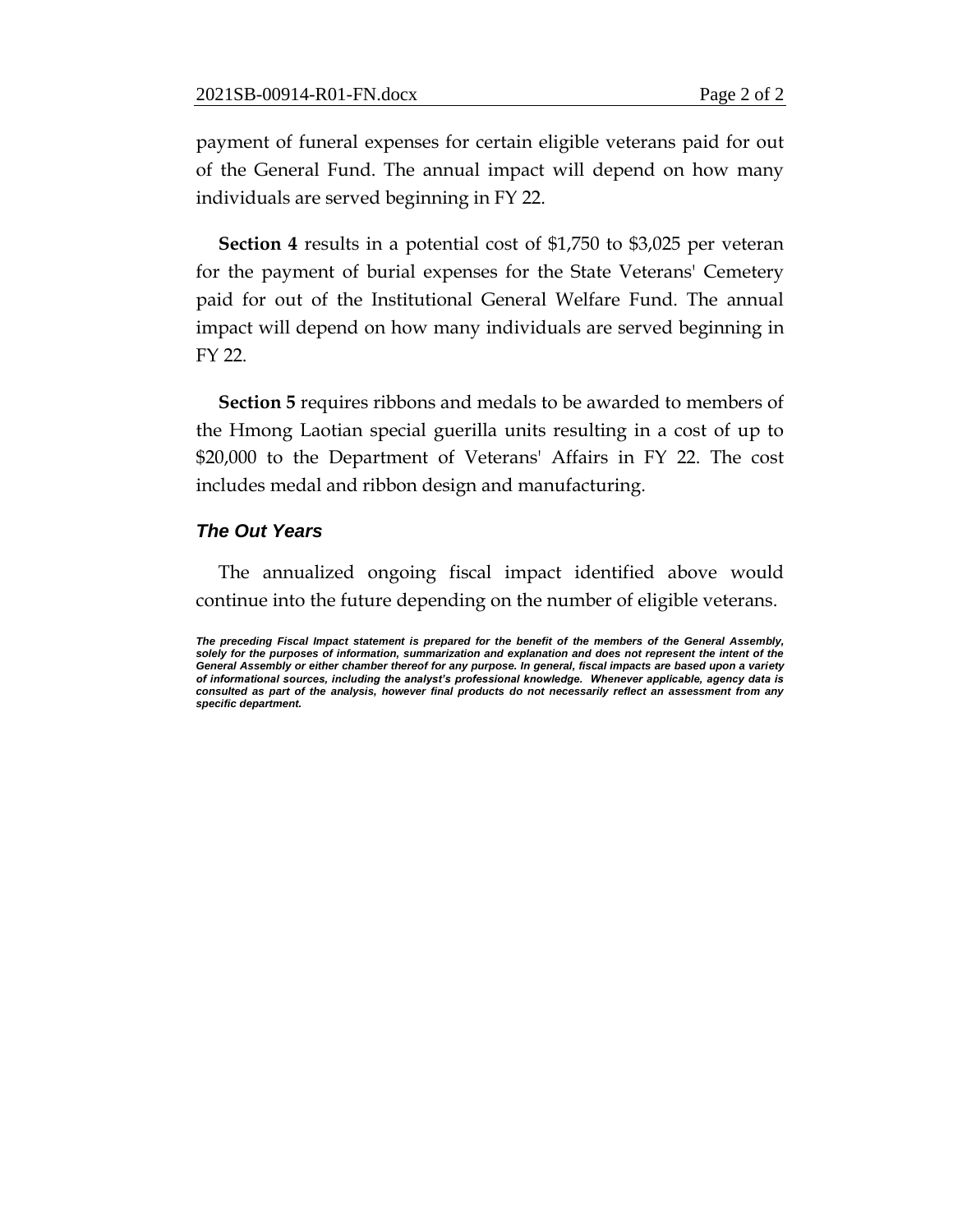payment of funeral expenses for certain eligible veterans paid for out of the General Fund. The annual impact will depend on how many individuals are served beginning in FY 22.

**Section 4** results in a potential cost of $1,750 to $3,025 per veteran for the payment of burial expenses for the State Veterans' Cemetery paid for out of the Institutional General Welfare Fund. The annual impact will depend on how many individuals are served beginning in FY 22.

**Section 5** requires ribbons and medals to be awarded to members of the Hmong Laotian special guerilla units resulting in a cost of up to $20,000 to the Department of Veterans' Affairs in FY 22. The cost includes medal and ribbon design and manufacturing.

### *The Out Years*

The annualized ongoing fiscal impact identified above would continue into the future depending on the number of eligible veterans.

***The preceding Fiscal Impact statement is prepared for the benefit of the members of the General Assembly, solely for the purposes of information, summarization and explanation and does not represent the intent of the General Assembly or either chamber thereof for any purpose. In general, fiscal impacts are based upon a variety of informational sources, including the analyst's professional knowledge. Whenever applicable, agency data is consulted as part of the analysis, however final products do not necessarily reflect an assessment from any specific department.***